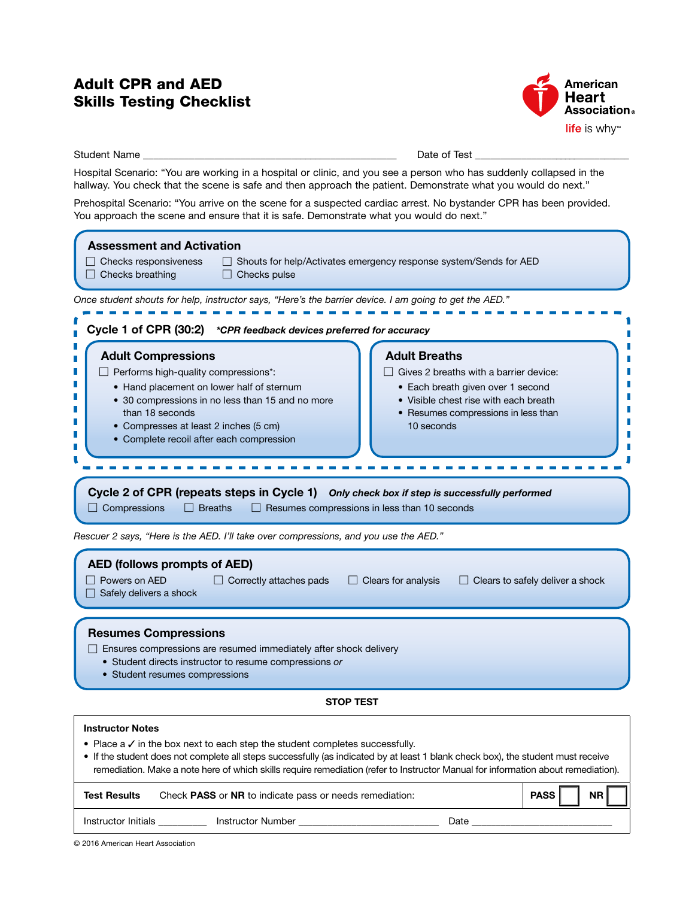# Adult CPR and AED Skills Testing Checklist

American Heart Association

life is why™

Student Name ______________________________________________ Date of Test ____________________________

Hospital Scenario: "You are working in a hospital or clinic, and you see a person who has suddenly collapsed in the hallway. You check that the scene is safe and then approach the patient. Demonstrate what you would do next."

Prehospital Scenario: "You arrive on the scene for a suspected cardiac arrest. No bystander CPR has been provided. You approach the scene and ensure that it is safe. Demonstrate what you would do next."

## Assessment and Activation

- ☐ Checks responsiveness
- ☐ Shouts for help/Activates emergency response system/Sends for AED
- ☐ Checks breathing
- ☐ Checks pulse

*Once student shouts for help, instructor says, "Here's the barrier device. I am going to get the AED."*

## Cycle 1 of CPR (30:2) *\*CPR feedback devices preferred for accuracy*

### Adult Compressions

☐ Performs high-quality compressions*:

- Hand placement on lower half of sternum
- 30 compressions in no less than 15 and no more than 18 seconds
- Compresses at least 2 inches (5 cm)
- Complete recoil after each compression

### Adult Breaths

☐ Gives 2 breaths with a barrier device:

- Each breath given over 1 second
- Visible chest rise with each breath
- Resumes compressions in less than 10 seconds

## Cycle 2 of CPR (repeats steps in Cycle 1) *Only check box if step is successfully performed*

- ☐ Compressions
- ☐ Breaths
- ☐ Resumes compressions in less than 10 seconds

*Rescuer 2 says, "Here is the AED. I'll take over compressions, and you use the AED."*

## AED (follows prompts of AED)

- ☐ Powers on AED
- ☐ Correctly attaches pads
- ☐ Clears for analysis
- ☐ Clears to safely deliver a shock
- ☐ Safely delivers a shock

## Resumes Compressions

☐ Ensures compressions are resumed immediately after shock delivery

- Student directs instructor to resume compressions *or*
- Student resumes compressions

**STOP TEST**

**Instructor Notes**

- Place a ✓ in the box next to each step the student completes successfully.
- If the student does not complete all steps successfully (as indicated by at least 1 blank check box), the student must receive remediation. Make a note here of which skills require remediation (refer to Instructor Manual for information about remediation).

| **Test Results** | Check **PASS** or **NR** to indicate pass or needs remediation: | **PASS** ☐ | **NR** ☐ |
|---|---|---|---|

Instructor Initials _________ Instructor Number __________________________ Date __________________________

© 2016 American Heart Association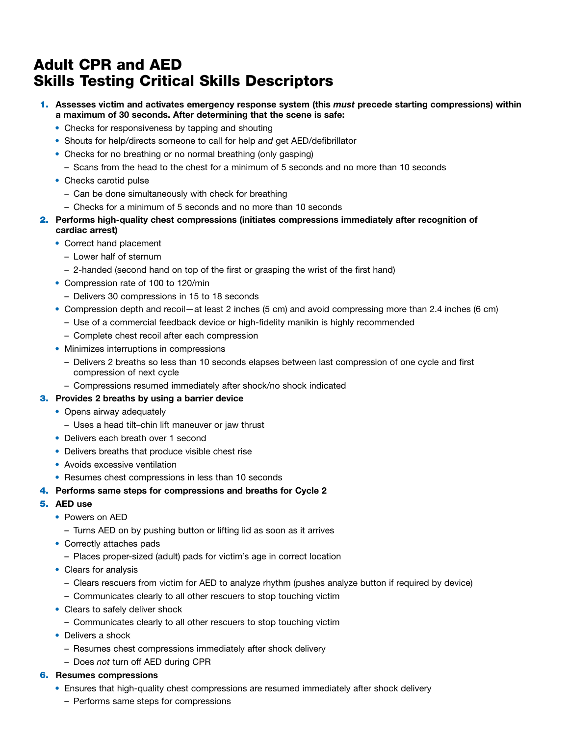# Adult CPR and AED Skills Testing Critical Skills Descriptors

1. **Assesses victim and activates emergency response system (this *must* precede starting compressions) within a maximum of 30 seconds. After determining that the scene is safe:**
   - Checks for responsiveness by tapping and shouting
   - Shouts for help/directs someone to call for help *and* get AED/defibrillator
   - Checks for no breathing or no normal breathing (only gasping)
     - Scans from the head to the chest for a minimum of 5 seconds and no more than 10 seconds
   - Checks carotid pulse
     - Can be done simultaneously with check for breathing
     - Checks for a minimum of 5 seconds and no more than 10 seconds
2. **Performs high-quality chest compressions (initiates compressions immediately after recognition of cardiac arrest)**
   - Correct hand placement
     - Lower half of sternum
     - 2-handed (second hand on top of the first or grasping the wrist of the first hand)
   - Compression rate of 100 to 120/min
     - Delivers 30 compressions in 15 to 18 seconds
   - Compression depth and recoil—at least 2 inches (5 cm) and avoid compressing more than 2.4 inches (6 cm)
     - Use of a commercial feedback device or high-fidelity manikin is highly recommended
     - Complete chest recoil after each compression
   - Minimizes interruptions in compressions
     - Delivers 2 breaths so less than 10 seconds elapses between last compression of one cycle and first compression of next cycle
     - Compressions resumed immediately after shock/no shock indicated
3. **Provides 2 breaths by using a barrier device**
   - Opens airway adequately
     - Uses a head tilt–chin lift maneuver or jaw thrust
   - Delivers each breath over 1 second
   - Delivers breaths that produce visible chest rise
   - Avoids excessive ventilation
   - Resumes chest compressions in less than 10 seconds
4. **Performs same steps for compressions and breaths for Cycle 2**
5. **AED use**
   - Powers on AED
     - Turns AED on by pushing button or lifting lid as soon as it arrives
   - Correctly attaches pads
     - Places proper-sized (adult) pads for victim's age in correct location
   - Clears for analysis
     - Clears rescuers from victim for AED to analyze rhythm (pushes analyze button if required by device)
     - Communicates clearly to all other rescuers to stop touching victim
   - Clears to safely deliver shock
     - Communicates clearly to all other rescuers to stop touching victim
   - Delivers a shock
     - Resumes chest compressions immediately after shock delivery
     - Does *not* turn off AED during CPR
6. **Resumes compressions**
   - Ensures that high-quality chest compressions are resumed immediately after shock delivery
     - Performs same steps for compressions